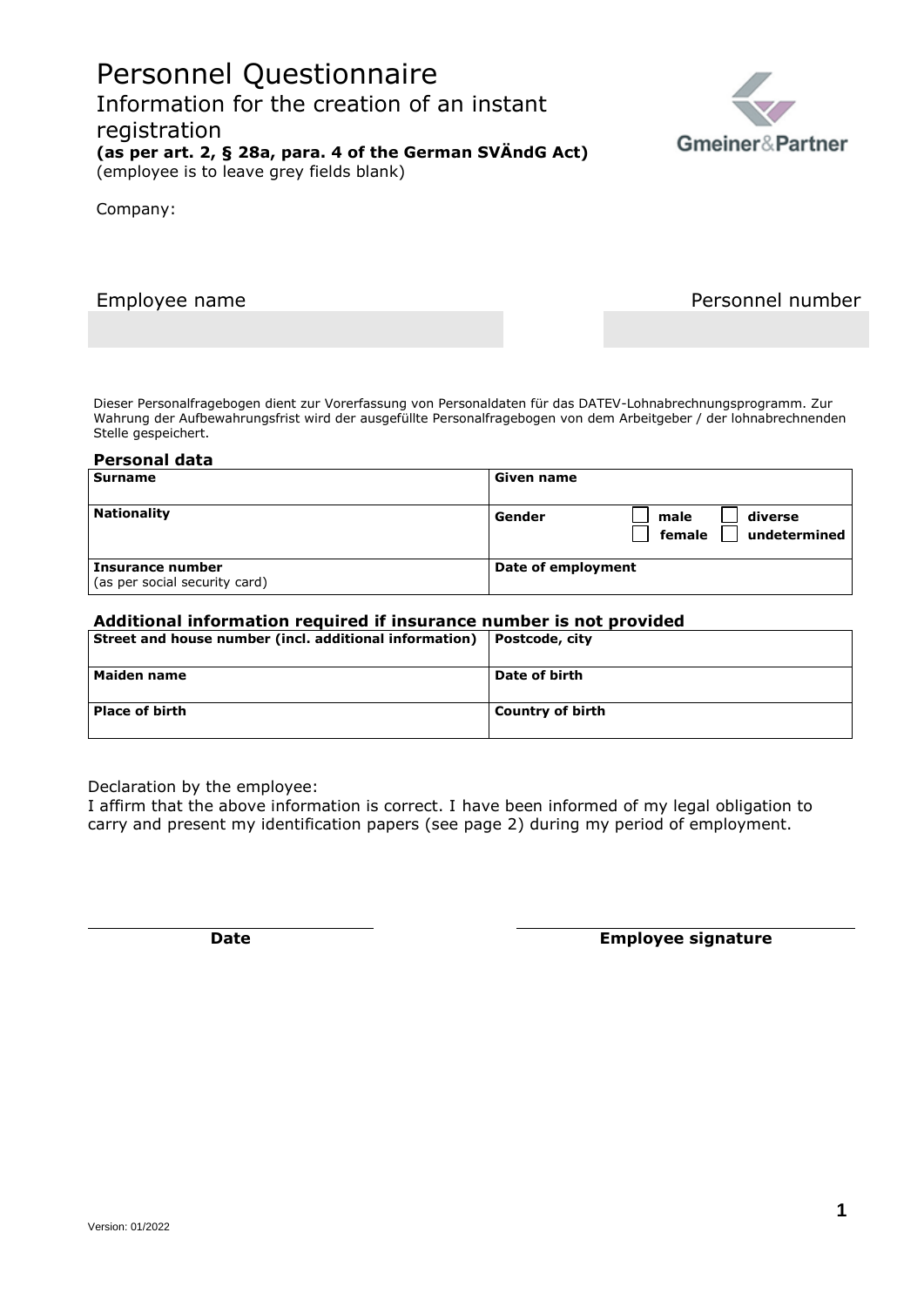# Personnel Questionnaire

## Information for the creation of an instant registration

**(as per art. 2, § 28a, para. 4 of the German SVÄndG Act)**
(employee is to leave grey fields blank)

Company:

| Employee name | Personnel number |
| --- | --- |
| | |

Dieser Personalfragebogen dient zur Vorerfassung von Personaldaten für das DATEV-Lohnabrechnungsprogramm. Zur Wahrung der Aufbewahrungsfrist wird der ausgefüllte Personalfragebogen von dem Arbeitgeber / der lohnabrechnenden Stelle gespeichert.

**Personal data**

| **Surname** | **Given name** |
| --- | --- |
| **Nationality** | **Gender** ☐ male ☐ diverse ☐ female ☐ undetermined |
| **Insurance number** (as per social security card) | **Date of employment** |

**Additional information required if insurance number is not provided**

| **Street and house number (incl. additional information)** | **Postcode, city** |
| --- | --- |
| **Maiden name** | **Date of birth** |
| **Place of birth** | **Country of birth** |

Declaration by the employee:
I affirm that the above information is correct. I have been informed of my legal obligation to carry and present my identification papers (see page 2) during my period of employment.

**Date** **Employee signature**

Version: 01/2022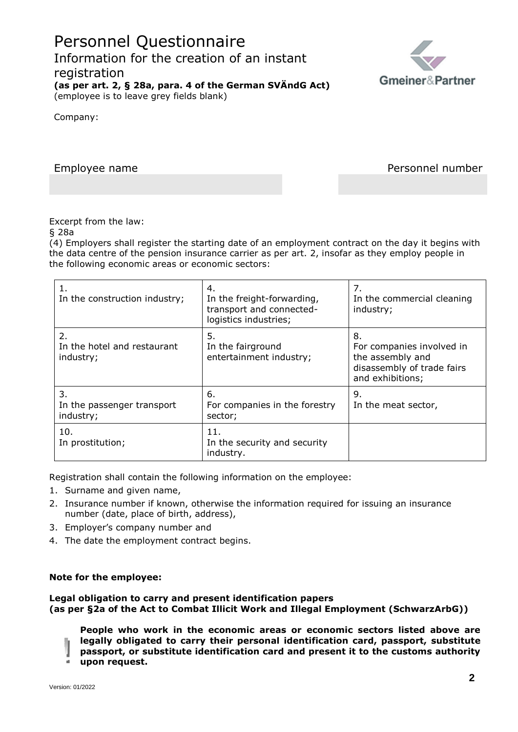# Personnel Questionnaire

## Information for the creation of an instant registration

**(as per art. 2, § 28a, para. 4 of the German SVÄndG Act)**
(employee is to leave grey fields blank)

Company:

| Employee name | Personnel number |
|---|---|
| | |

Excerpt from the law:
§ 28a
(4) Employers shall register the starting date of an employment contract on the day it begins with the data centre of the pension insurance carrier as per art. 2, insofar as they employ people in the following economic areas or economic sectors:

| | | |
|---|---|---|
| 1. In the construction industry; | 4. In the freight-forwarding, transport and connected-logistics industries; | 7. In the commercial cleaning industry; |
| 2. In the hotel and restaurant industry; | 5. In the fairground entertainment industry; | 8. For companies involved in the assembly and disassembly of trade fairs and exhibitions; |
| 3. In the passenger transport industry; | 6. For companies in the forestry sector; | 9. In the meat sector, |
| 10. In prostitution; | 11. In the security and security industry. | |

Registration shall contain the following information on the employee:

1. Surname and given name,
2. Insurance number if known, otherwise the information required for issuing an insurance number (date, place of birth, address),
3. Employer's company number and
4. The date the employment contract begins.

**Note for the employee:**

**Legal obligation to carry and present identification papers (as per §2a of the Act to Combat Illicit Work and Illegal Employment (SchwarzArbG))**

**People who work in the economic areas or economic sectors listed above are legally obligated to carry their personal identification card, passport, substitute passport, or substitute identification card and present it to the customs authority upon request.**

Version: 01/2022